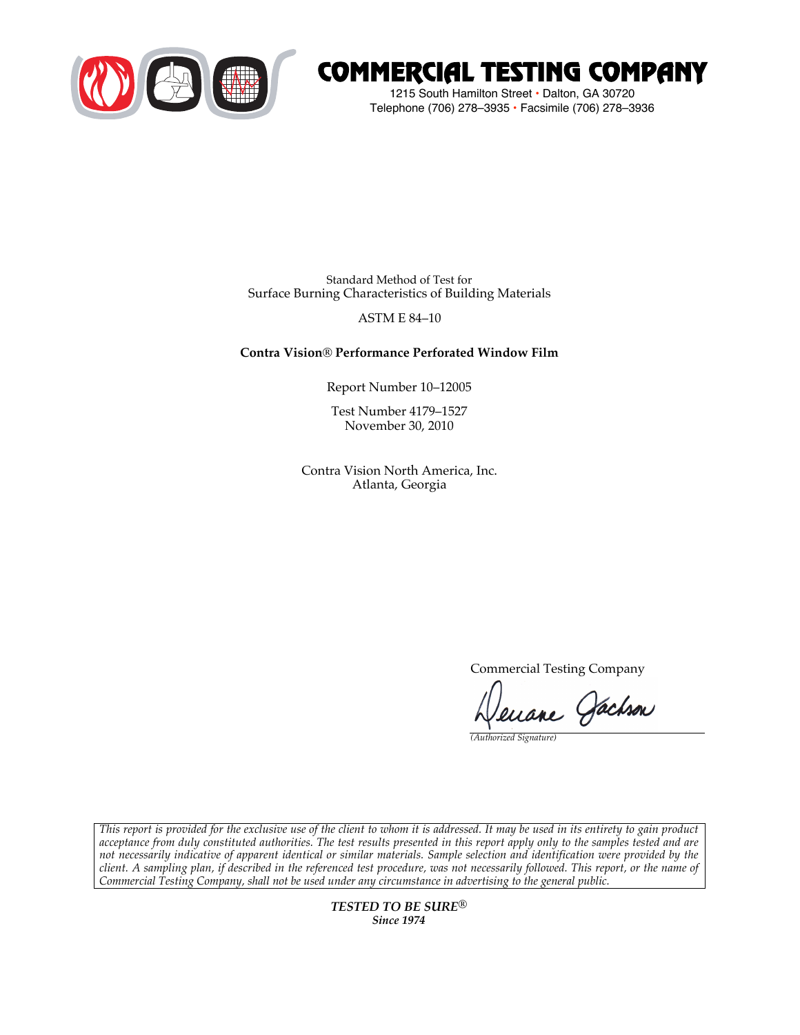# COMMERCIAL TESTING COMPANY

1215 South Hamilton Street • Dalton, GA 30720
Telephone (706) 278–3935 • Facsimile (706) 278–3936

Standard Method of Test for
Surface Burning Characteristics of Building Materials

ASTM E 84–10

**Contra Vision® Performance Perforated Window Film**

Report Number 10–12005

Test Number 4179–1527
November 30, 2010

Contra Vision North America, Inc.
Atlanta, Georgia

Commercial Testing Company

Deuane Jackson

*(Authorized Signature)*

*This report is provided for the exclusive use of the client to whom it is addressed. It may be used in its entirety to gain product acceptance from duly constituted authorities. The test results presented in this report apply only to the samples tested and are not necessarily indicative of apparent identical or similar materials. Sample selection and identification were provided by the client. A sampling plan, if described in the referenced test procedure, was not necessarily followed. This report, or the name of Commercial Testing Company, shall not be used under any circumstance in advertising to the general public.*

***TESTED TO BE SURE®***
***Since 1974***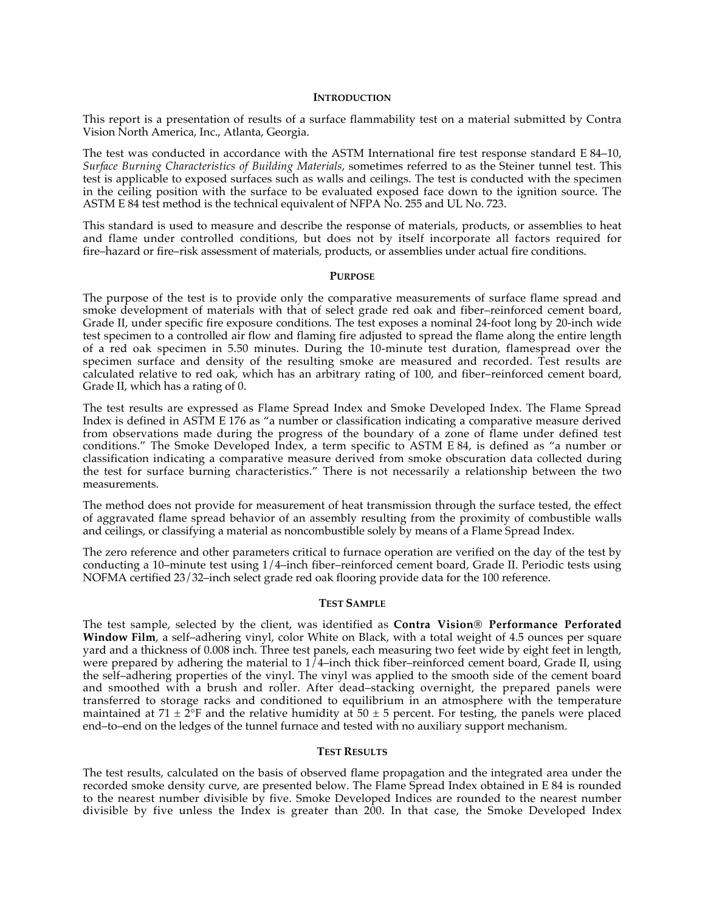## Introduction

This report is a presentation of results of a surface flammability test on a material submitted by Contra Vision North America, Inc., Atlanta, Georgia.

The test was conducted in accordance with the ASTM International fire test response standard E 84–10, *Surface Burning Characteristics of Building Materials*, sometimes referred to as the Steiner tunnel test. This test is applicable to exposed surfaces such as walls and ceilings. The test is conducted with the specimen in the ceiling position with the surface to be evaluated exposed face down to the ignition source. The ASTM E 84 test method is the technical equivalent of NFPA No. 255 and UL No. 723.

This standard is used to measure and describe the response of materials, products, or assemblies to heat and flame under controlled conditions, but does not by itself incorporate all factors required for fire–hazard or fire–risk assessment of materials, products, or assemblies under actual fire conditions.

## Purpose

The purpose of the test is to provide only the comparative measurements of surface flame spread and smoke development of materials with that of select grade red oak and fiber–reinforced cement board, Grade II, under specific fire exposure conditions. The test exposes a nominal 24-foot long by 20-inch wide test specimen to a controlled air flow and flaming fire adjusted to spread the flame along the entire length of a red oak specimen in 5.50 minutes. During the 10-minute test duration, flamespread over the specimen surface and density of the resulting smoke are measured and recorded. Test results are calculated relative to red oak, which has an arbitrary rating of 100, and fiber–reinforced cement board, Grade II, which has a rating of 0.

The test results are expressed as Flame Spread Index and Smoke Developed Index. The Flame Spread Index is defined in ASTM E 176 as "a number or classification indicating a comparative measure derived from observations made during the progress of the boundary of a zone of flame under defined test conditions." The Smoke Developed Index, a term specific to ASTM E 84, is defined as "a number or classification indicating a comparative measure derived from smoke obscuration data collected during the test for surface burning characteristics." There is not necessarily a relationship between the two measurements.

The method does not provide for measurement of heat transmission through the surface tested, the effect of aggravated flame spread behavior of an assembly resulting from the proximity of combustible walls and ceilings, or classifying a material as noncombustible solely by means of a Flame Spread Index.

The zero reference and other parameters critical to furnace operation are verified on the day of the test by conducting a 10–minute test using 1/4–inch fiber–reinforced cement board, Grade II. Periodic tests using NOFMA certified 23/32–inch select grade red oak flooring provide data for the 100 reference.

## Test Sample

The test sample, selected by the client, was identified as **Contra Vision® Performance Perforated Window Film**, a self–adhering vinyl, color White on Black, with a total weight of 4.5 ounces per square yard and a thickness of 0.008 inch. Three test panels, each measuring two feet wide by eight feet in length, were prepared by adhering the material to 1/4–inch thick fiber–reinforced cement board, Grade II, using the self–adhering properties of the vinyl. The vinyl was applied to the smooth side of the cement board and smoothed with a brush and roller. After dead–stacking overnight, the prepared panels were transferred to storage racks and conditioned to equilibrium in an atmosphere with the temperature maintained at 71 ± 2°F and the relative humidity at 50 ± 5 percent. For testing, the panels were placed end–to–end on the ledges of the tunnel furnace and tested with no auxiliary support mechanism.

## Test Results

The test results, calculated on the basis of observed flame propagation and the integrated area under the recorded smoke density curve, are presented below. The Flame Spread Index obtained in E 84 is rounded to the nearest number divisible by five. Smoke Developed Indices are rounded to the nearest number divisible by five unless the Index is greater than 200. In that case, the Smoke Developed Index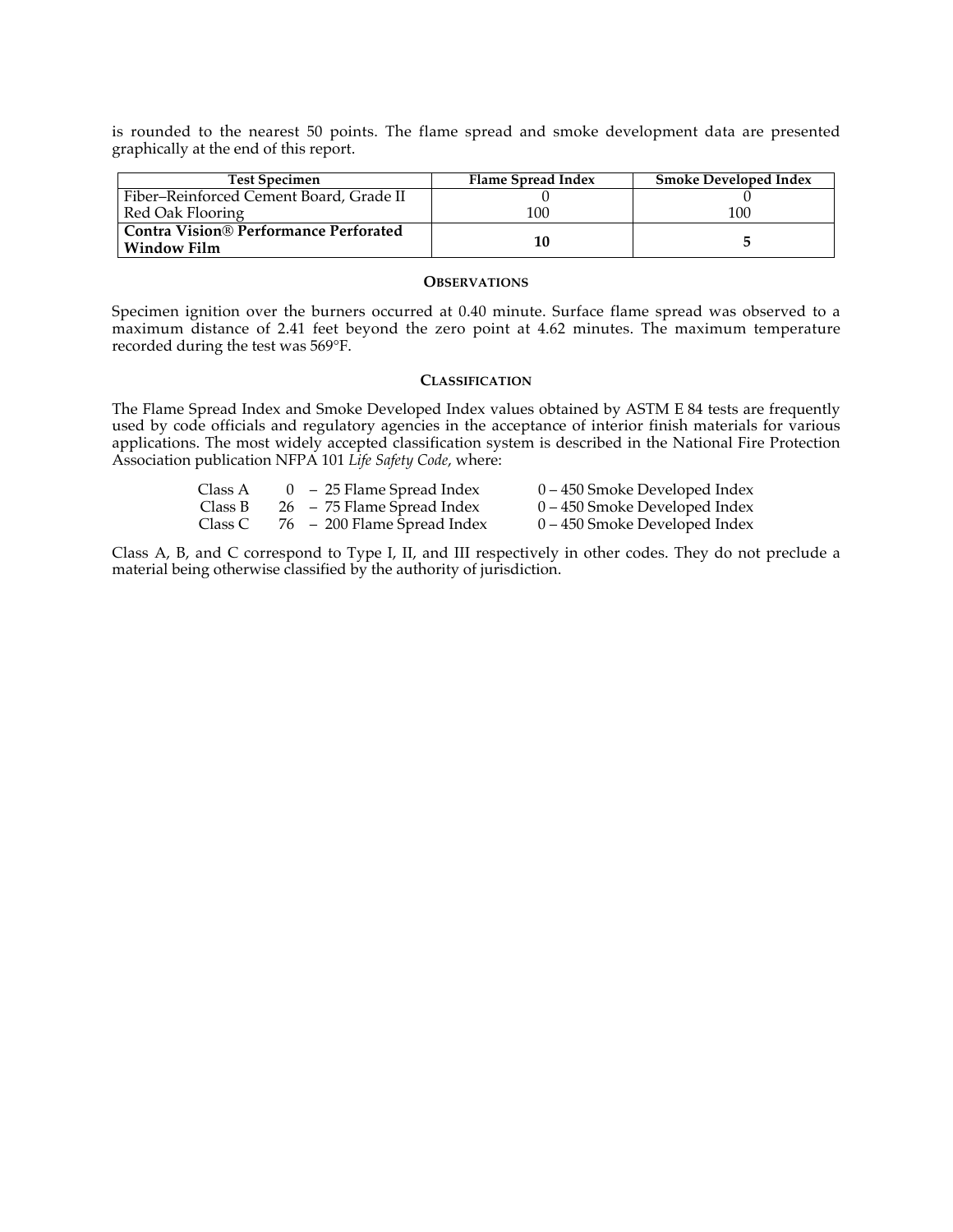is rounded to the nearest 50 points. The flame spread and smoke development data are presented graphically at the end of this report.

| Test Specimen | Flame Spread Index | Smoke Developed Index |
|---|---|---|
| Fiber–Reinforced Cement Board, Grade II | 0 | 0 |
| Red Oak Flooring | 100 | 100 |
| **Contra Vision® Performance Perforated Window Film** | **10** | **5** |

### Observations

Specimen ignition over the burners occurred at 0.40 minute. Surface flame spread was observed to a maximum distance of 2.41 feet beyond the zero point at 4.62 minutes. The maximum temperature recorded during the test was 569°F.

### Classification

The Flame Spread Index and Smoke Developed Index values obtained by ASTM E 84 tests are frequently used by code officials and regulatory agencies in the acceptance of interior finish materials for various applications. The most widely accepted classification system is described in the National Fire Protection Association publication NFPA 101 *Life Safety Code*, where:

| | | |
|---|---|---|
| Class A | 0 – 25 Flame Spread Index | 0 – 450 Smoke Developed Index |
| Class B | 26 – 75 Flame Spread Index | 0 – 450 Smoke Developed Index |
| Class C | 76 – 200 Flame Spread Index | 0 – 450 Smoke Developed Index |

Class A, B, and C correspond to Type I, II, and III respectively in other codes. They do not preclude a material being otherwise classified by the authority of jurisdiction.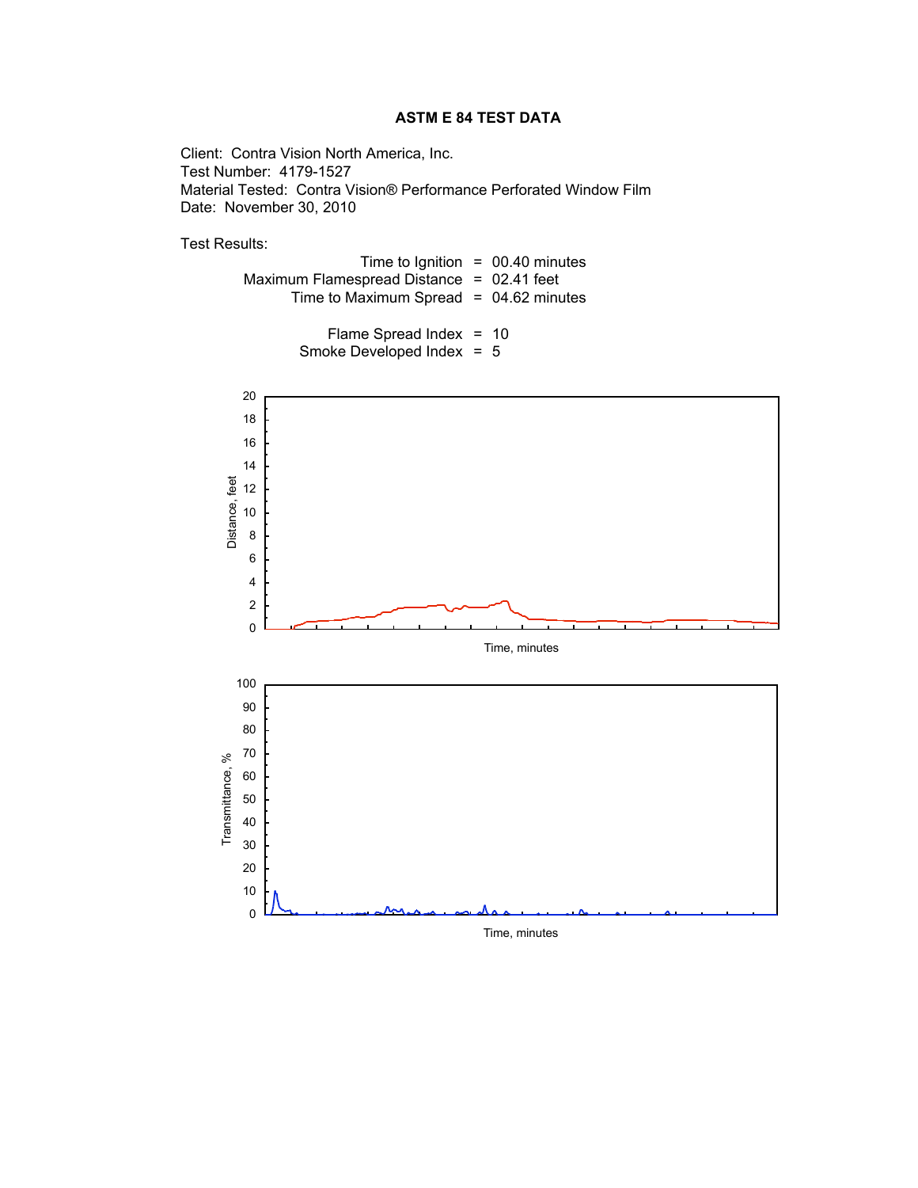# ASTM E 84 TEST DATA

Client: Contra Vision North America, Inc.
Test Number: 4179-1527
Material Tested: Contra Vision® Performance Perforated Window Film
Date: November 30, 2010

Test Results:

Time to Ignition = 00.40 minutes
Maximum Flamespread Distance = 02.41 feet
Time to Maximum Spread = 04.62 minutes

Flame Spread Index = 10
Smoke Developed Index = 5

Distance, feet

20
18
16
14
12
10
8
6
4
2
0

Time, minutes

Transmittance, %

100
90
80
70
60
50
40
30
20
10
0

Time, minutes